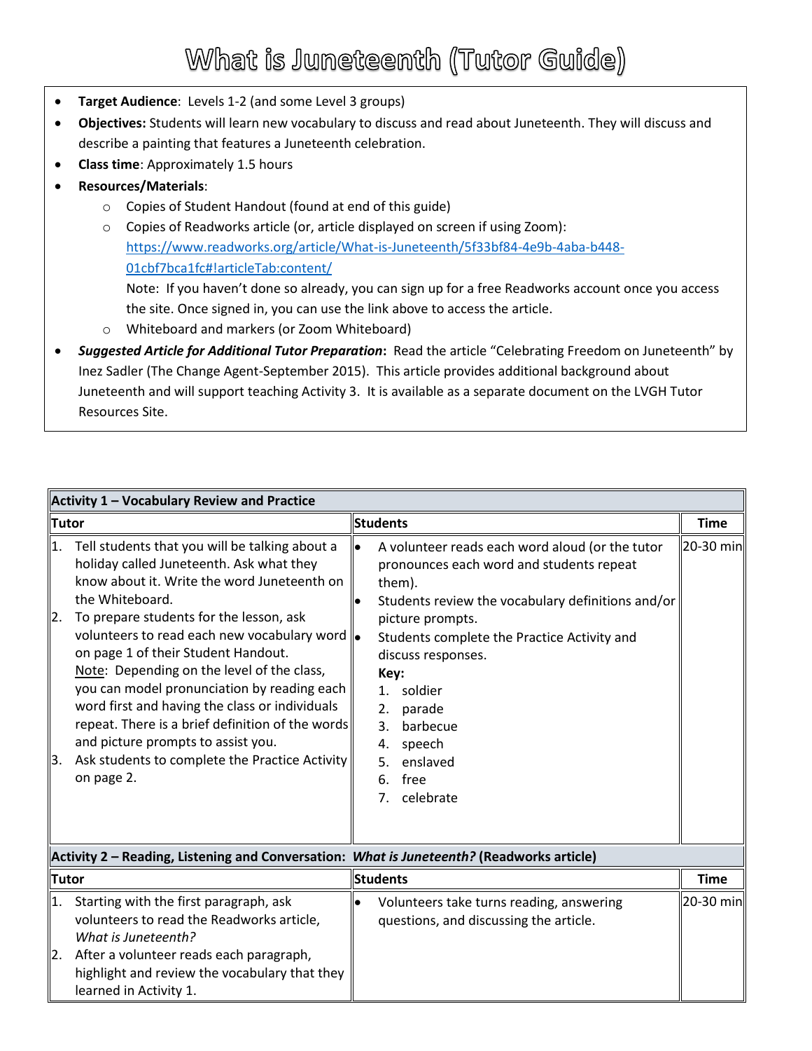# What is Juneteenth (Tutor Guide)

- **Target Audience**: Levels 1-2 (and some Level 3 groups)
- **Objectives:** Students will learn new vocabulary to discuss and read about Juneteenth. They will discuss and describe a painting that features a Juneteenth celebration.
- **Class time**: Approximately 1.5 hours
- **Resources/Materials**:
  - Copies of Student Handout (found at end of this guide)
  - Copies of Readworks article (or, article displayed on screen if using Zoom): https://www.readworks.org/article/What-is-Juneteenth/5f33bf84-4e9b-4aba-b448-01cbf7bca1fc#!articleTab:content/
    Note: If you haven't done so already, you can sign up for a free Readworks account once you access the site. Once signed in, you can use the link above to access the article.
  - Whiteboard and markers (or Zoom Whiteboard)
- ***Suggested Article for Additional Tutor Preparation*:** Read the article "Celebrating Freedom on Juneteenth" by Inez Sadler (The Change Agent-September 2015). This article provides additional background about Juneteenth and will support teaching Activity 3. It is available as a separate document on the LVGH Tutor Resources Site.

| **Activity 1 – Vocabulary Review and Practice** | | |
|---|---|---|
| **Tutor** | **Students** | **Time** |
| 1. Tell students that you will be talking about a holiday called Juneteenth. Ask what they know about it. Write the word Juneteenth on the Whiteboard.<br>2. To prepare students for the lesson, ask volunteers to read each new vocabulary word on page 1 of their Student Handout.<br>Note: Depending on the level of the class, you can model pronunciation by reading each word first and having the class or individuals repeat. There is a brief definition of the words and picture prompts to assist you.<br>3. Ask students to complete the Practice Activity on page 2. | • A volunteer reads each word aloud (or the tutor pronounces each word and students repeat them).<br>• Students review the vocabulary definitions and/or picture prompts.<br>• Students complete the Practice Activity and discuss responses.<br>**Key:**<br>1. soldier<br>2. parade<br>3. barbecue<br>4. speech<br>5. enslaved<br>6. free<br>7. celebrate | 20-30 min |
| **Activity 2 – Reading, Listening and Conversation: *What is Juneteenth?* (Readworks article)** | | |
| **Tutor** | **Students** | **Time** |
| 1. Starting with the first paragraph, ask volunteers to read the Readworks article, *What is Juneteenth?*<br>2. After a volunteer reads each paragraph, highlight and review the vocabulary that they learned in Activity 1. | • Volunteers take turns reading, answering questions, and discussing the article. | 20-30 min |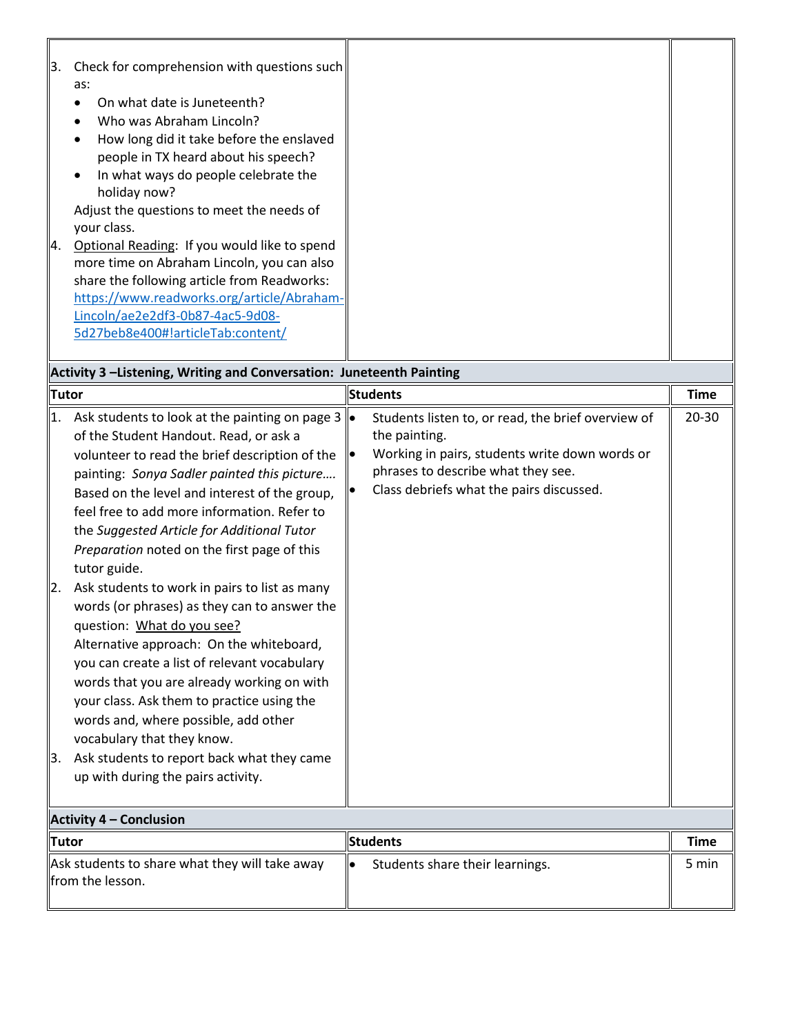| | | |
|---|---|---|
| 3. Check for comprehension with questions such as:<br>• On what date is Juneteenth?<br>• Who was Abraham Lincoln?<br>• How long did it take before the enslaved people in TX heard about his speech?<br>• In what ways do people celebrate the holiday now?<br>Adjust the questions to meet the needs of your class.<br>4. Optional Reading: If you would like to spend more time on Abraham Lincoln, you can also share the following article from Readworks: [https://www.readworks.org/article/Abraham-Lincoln/ae2e2df3-0b87-4ac5-9d08-5d27beb8e400#!articleTab:content/](https://www.readworks.org/article/Abraham-Lincoln/ae2e2df3-0b87-4ac5-9d08-5d27beb8e400#!articleTab:content/) | | |

**Activity 3 –Listening, Writing and Conversation: Juneteenth Painting**

| Tutor | Students | Time |
|---|---|---|
| 1. Ask students to look at the painting on page 3 of the Student Handout. Read, or ask a volunteer to read the brief description of the painting: *Sonya Sadler painted this picture….* Based on the level and interest of the group, feel free to add more information. Refer to the *Suggested Article for Additional Tutor Preparation* noted on the first page of this tutor guide.<br>2. Ask students to work in pairs to list as many words (or phrases) as they can to answer the question: What do you see?<br>Alternative approach: On the whiteboard, you can create a list of relevant vocabulary words that you are already working on with your class. Ask them to practice using the words and, where possible, add other vocabulary that they know.<br>3. Ask students to report back what they came up with during the pairs activity. | • Students listen to, or read, the brief overview of the painting.<br>• Working in pairs, students write down words or phrases to describe what they see.<br>• Class debriefs what the pairs discussed. | 20-30 |

**Activity 4 – Conclusion**

| Tutor | Students | Time |
|---|---|---|
| Ask students to share what they will take away from the lesson. | • Students share their learnings. | 5 min |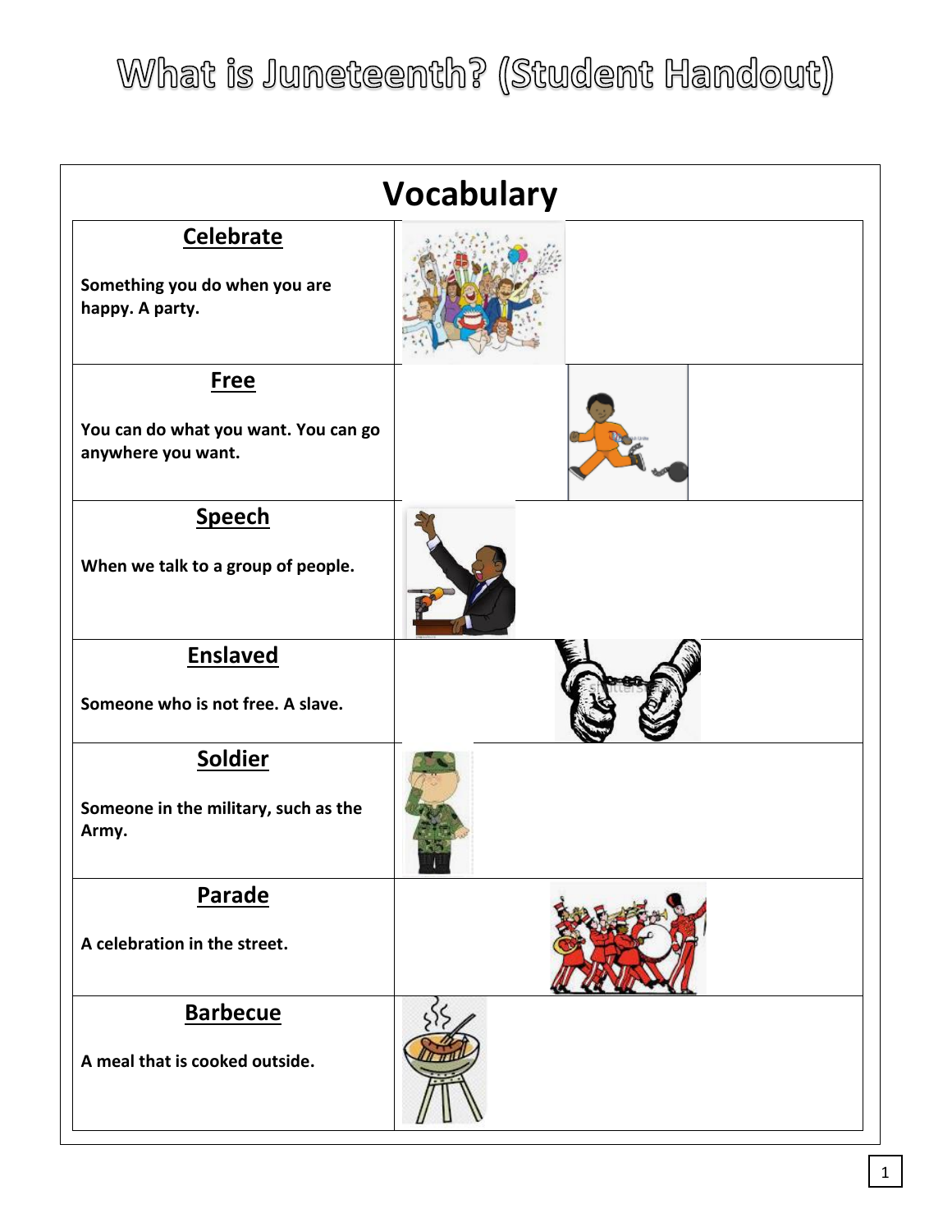# What is Juneteenth? (Student Handout)

## Vocabulary

| Word and Definition | |
|---|---|
| **Celebrate**<br><br>Something you do when you are happy. A party. | |
| **Free**<br><br>You can do what you want. You can go anywhere you want. | |
| **Speech**<br><br>When we talk to a group of people. | |
| **Enslaved**<br><br>Someone who is not free. A slave. | |
| **Soldier**<br><br>Someone in the military, such as the Army. | |
| **Parade**<br><br>A celebration in the street. | |
| **Barbecue**<br><br>A meal that is cooked outside. | |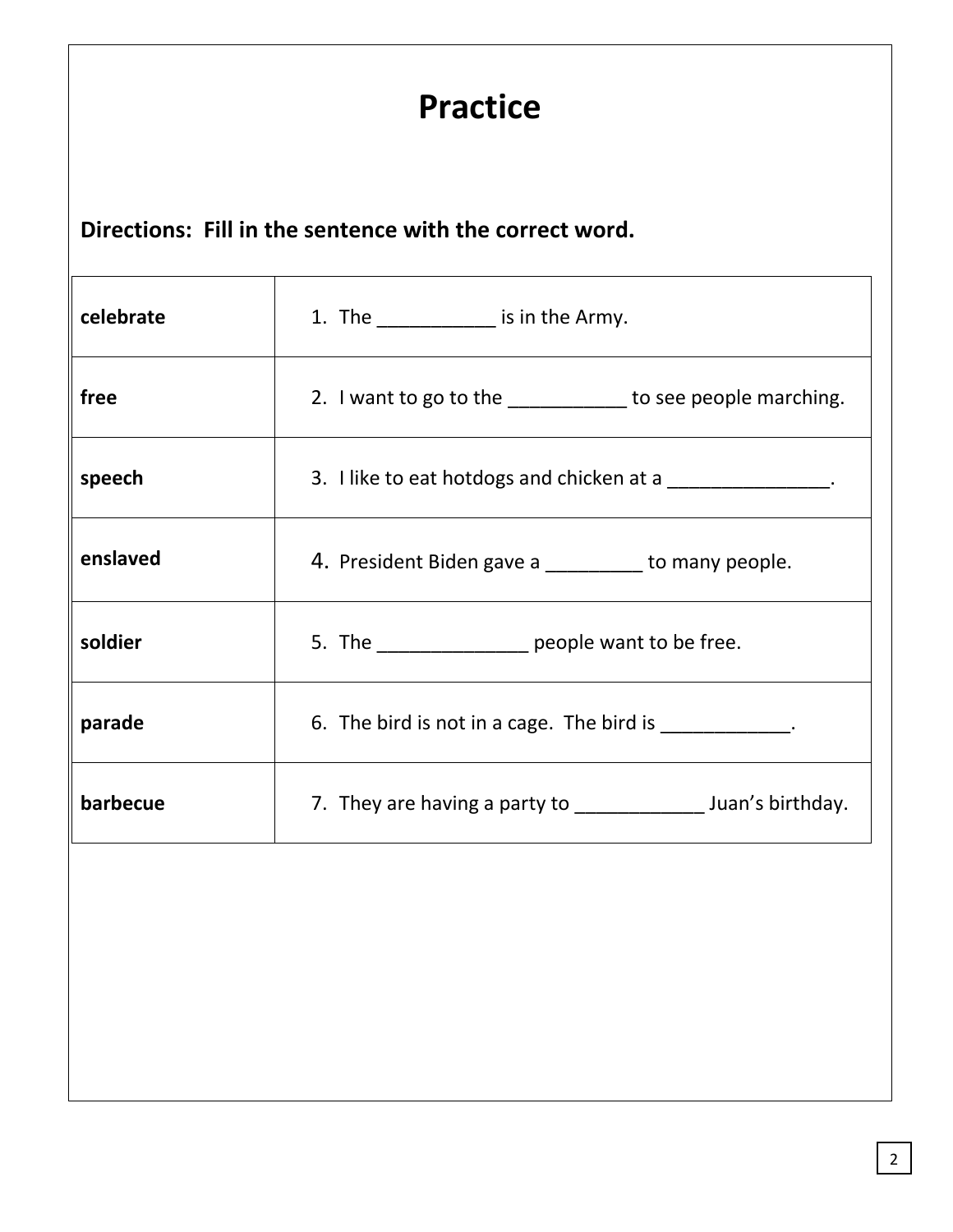# Practice

**Directions: Fill in the sentence with the correct word.**

| | |
|---|---|
| **celebrate** | 1. The ___________ is in the Army. |
| **free** | 2. I want to go to the ___________ to see people marching. |
| **speech** | 3. I like to eat hotdogs and chicken at a _______________. |
| **enslaved** | 4. President Biden gave a _________ to many people. |
| **soldier** | 5. The ______________ people want to be free. |
| **parade** | 6. The bird is not in a cage. The bird is ____________. |
| **barbecue** | 7. They are having a party to ____________ Juan's birthday. |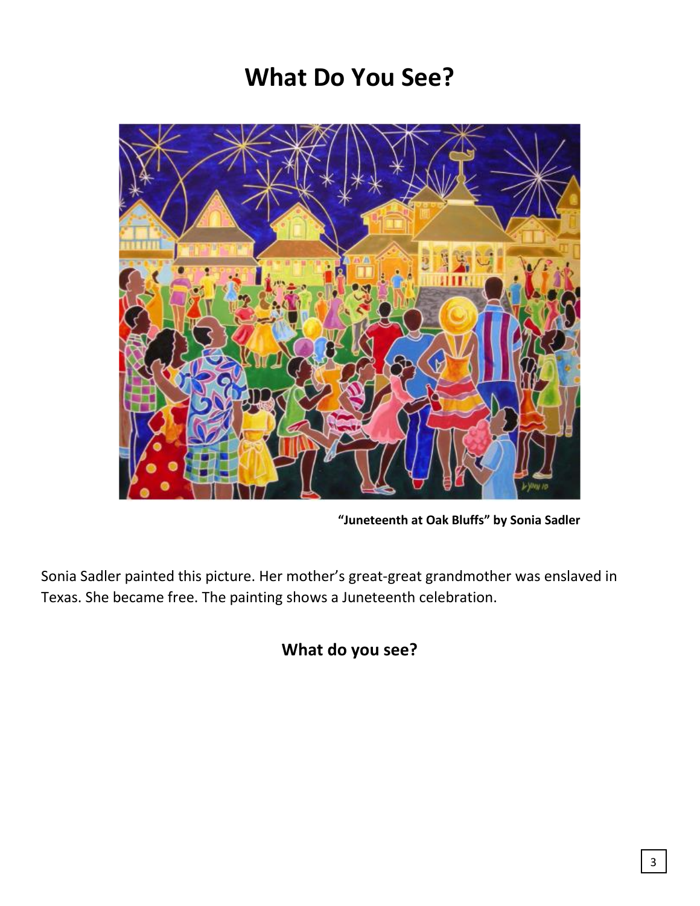# What Do You See?

**"Juneteenth at Oak Bluffs" by Sonia Sadler**

Sonia Sadler painted this picture. Her mother's great-great grandmother was enslaved in Texas. She became free. The painting shows a Juneteenth celebration.

### What do you see?